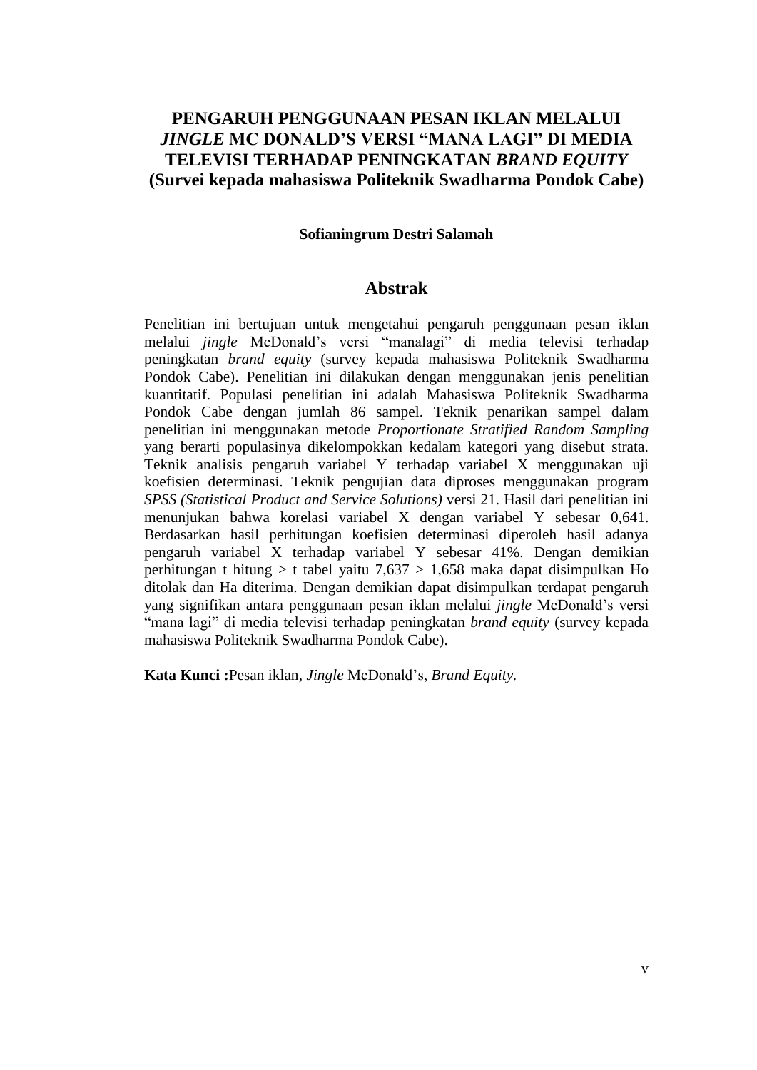# PENGARUH PENGGUNAAN PESAN IKLAN MELALUI *JINGLE* MC DONALD'S VERSI "MANA LAGI" DI MEDIA TELEVISI TERHADAP PENINGKATAN *BRAND EQUITY*
## (Survei kepada mahasiswa Politeknik Swadharma Pondok Cabe)

**Sofianingrum Destri Salamah**

## Abstrak

Penelitian ini bertujuan untuk mengetahui pengaruh penggunaan pesan iklan melalui *jingle* McDonald's versi "manalagi" di media televisi terhadap peningkatan *brand equity* (survey kepada mahasiswa Politeknik Swadharma Pondok Cabe). Penelitian ini dilakukan dengan menggunakan jenis penelitian kuantitatif. Populasi penelitian ini adalah Mahasiswa Politeknik Swadharma Pondok Cabe dengan jumlah 86 sampel. Teknik penarikan sampel dalam penelitian ini menggunakan metode *Proportionate Stratified Random Sampling* yang berarti populasinya dikelompokkan kedalam kategori yang disebut strata. Teknik analisis pengaruh variabel Y terhadap variabel X menggunakan uji koefisien determinasi. Teknik pengujian data diproses menggunakan program *SPSS (Statistical Product and Service Solutions)* versi 21. Hasil dari penelitian ini menunjukan bahwa korelasi variabel X dengan variabel Y sebesar 0,641. Berdasarkan hasil perhitungan koefisien determinasi diperoleh hasil adanya pengaruh variabel X terhadap variabel Y sebesar 41%. Dengan demikian perhitungan t hitung > t tabel yaitu 7,637 > 1,658 maka dapat disimpulkan Ho ditolak dan Ha diterima. Dengan demikian dapat disimpulkan terdapat pengaruh yang signifikan antara penggunaan pesan iklan melalui *jingle* McDonald's versi "mana lagi" di media televisi terhadap peningkatan *brand equity* (survey kepada mahasiswa Politeknik Swadharma Pondok Cabe).

**Kata Kunci :**Pesan iklan, *Jingle* McDonald's, *Brand Equity.*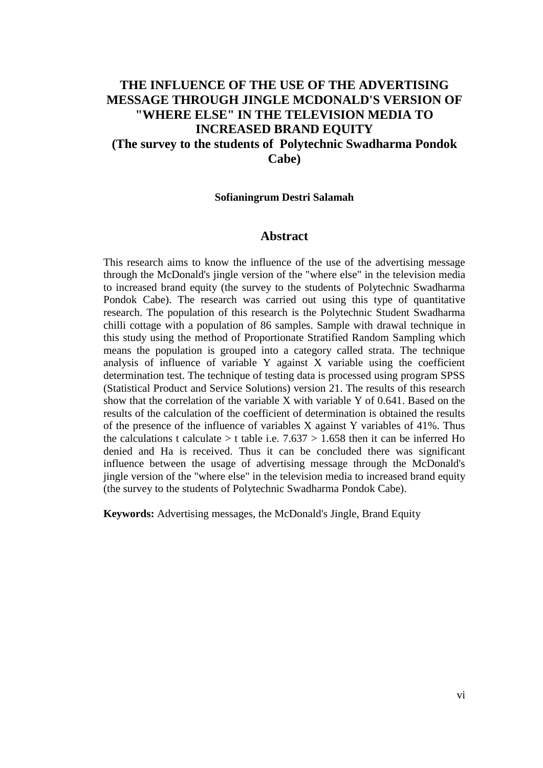# THE INFLUENCE OF THE USE OF THE ADVERTISING MESSAGE THROUGH JINGLE MCDONALD'S VERSION OF "WHERE ELSE" IN THE TELEVISION MEDIA TO INCREASED BRAND EQUITY

## (The survey to the students of Polytechnic Swadharma Pondok Cabe)

**Sofianingrum Destri Salamah**

## Abstract

This research aims to know the influence of the use of the advertising message through the McDonald's jingle version of the "where else" in the television media to increased brand equity (the survey to the students of Polytechnic Swadharma Pondok Cabe). The research was carried out using this type of quantitative research. The population of this research is the Polytechnic Student Swadharma chilli cottage with a population of 86 samples. Sample with drawal technique in this study using the method of Proportionate Stratified Random Sampling which means the population is grouped into a category called strata. The technique analysis of influence of variable Y against X variable using the coefficient determination test. The technique of testing data is processed using program SPSS (Statistical Product and Service Solutions) version 21. The results of this research show that the correlation of the variable X with variable Y of 0.641. Based on the results of the calculation of the coefficient of determination is obtained the results of the presence of the influence of variables X against Y variables of 41%. Thus the calculations t calculate > t table i.e. 7.637 > 1.658 then it can be inferred Ho denied and Ha is received. Thus it can be concluded there was significant influence between the usage of advertising message through the McDonald's jingle version of the "where else" in the television media to increased brand equity (the survey to the students of Polytechnic Swadharma Pondok Cabe).

**Keywords:** Advertising messages, the McDonald's Jingle, Brand Equity